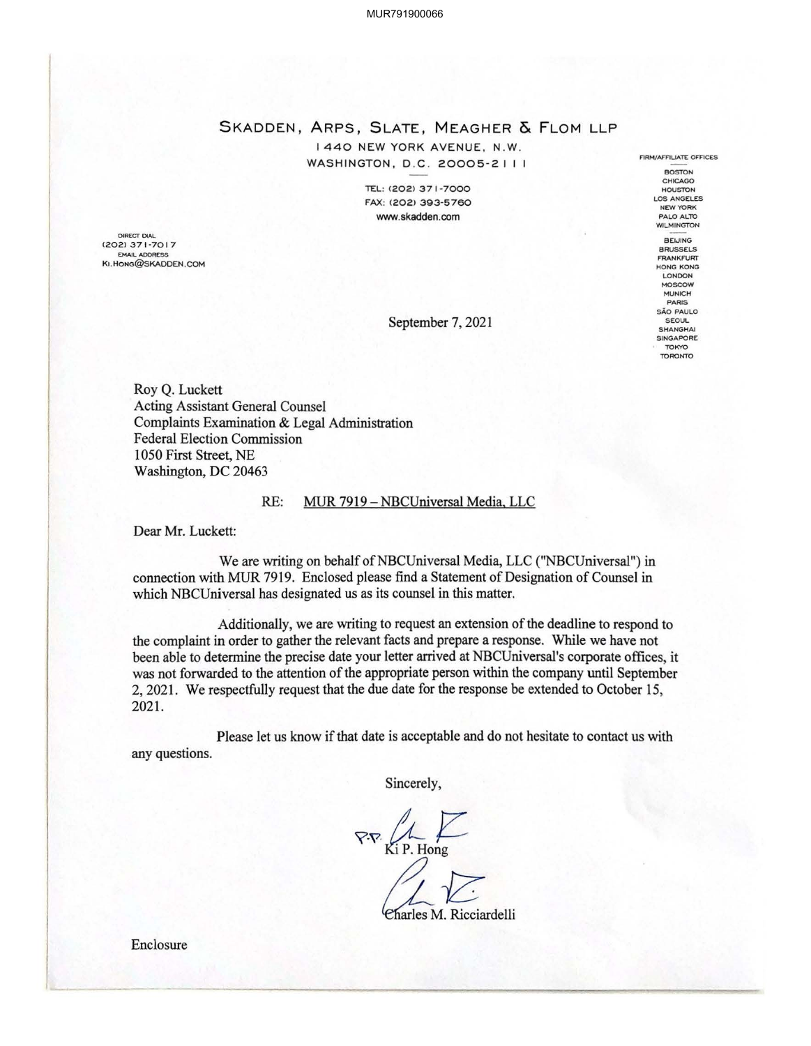# SKADDEN, ARPS, SLATE, MEAGHER & FLOM LLP

1440 NEW YORK AVENUE, N.W.
WASHINGTON, D.C. 20005-2111

TEL: (202) 371-7000
FAX: (202) 393-5760
www.skadden.com

DIRECT DIAL
(202) 371-7017
EMAIL ADDRESS
KI.HONG@SKADDEN.COM

FIRM/AFFILIATE OFFICES
BOSTON
CHICAGO
HOUSTON
LOS ANGELES
NEW YORK
PALO ALTO
WILMINGTON
BEIJING
BRUSSELS
FRANKFURT
HONG KONG
LONDON
MOSCOW
MUNICH
PARIS
SÃO PAULO
SEOUL
SHANGHAI
SINGAPORE
TOKYO
TORONTO

September 7, 2021

Roy Q. Luckett
Acting Assistant General Counsel
Complaints Examination & Legal Administration
Federal Election Commission
1050 First Street, NE
Washington, DC 20463

RE: MUR 7919 – NBCUniversal Media, LLC

Dear Mr. Luckett:

We are writing on behalf of NBCUniversal Media, LLC ("NBCUniversal") in connection with MUR 7919. Enclosed please find a Statement of Designation of Counsel in which NBCUniversal has designated us as its counsel in this matter.

Additionally, we are writing to request an extension of the deadline to respond to the complaint in order to gather the relevant facts and prepare a response. While we have not been able to determine the precise date your letter arrived at NBCUniversal's corporate offices, it was not forwarded to the attention of the appropriate person within the company until September 2, 2021. We respectfully request that the due date for the response be extended to October 15, 2021.

Please let us know if that date is acceptable and do not hesitate to contact us with any questions.

Sincerely,

P.P. Ki P. Hong

Charles M. Ricciardelli

Enclosure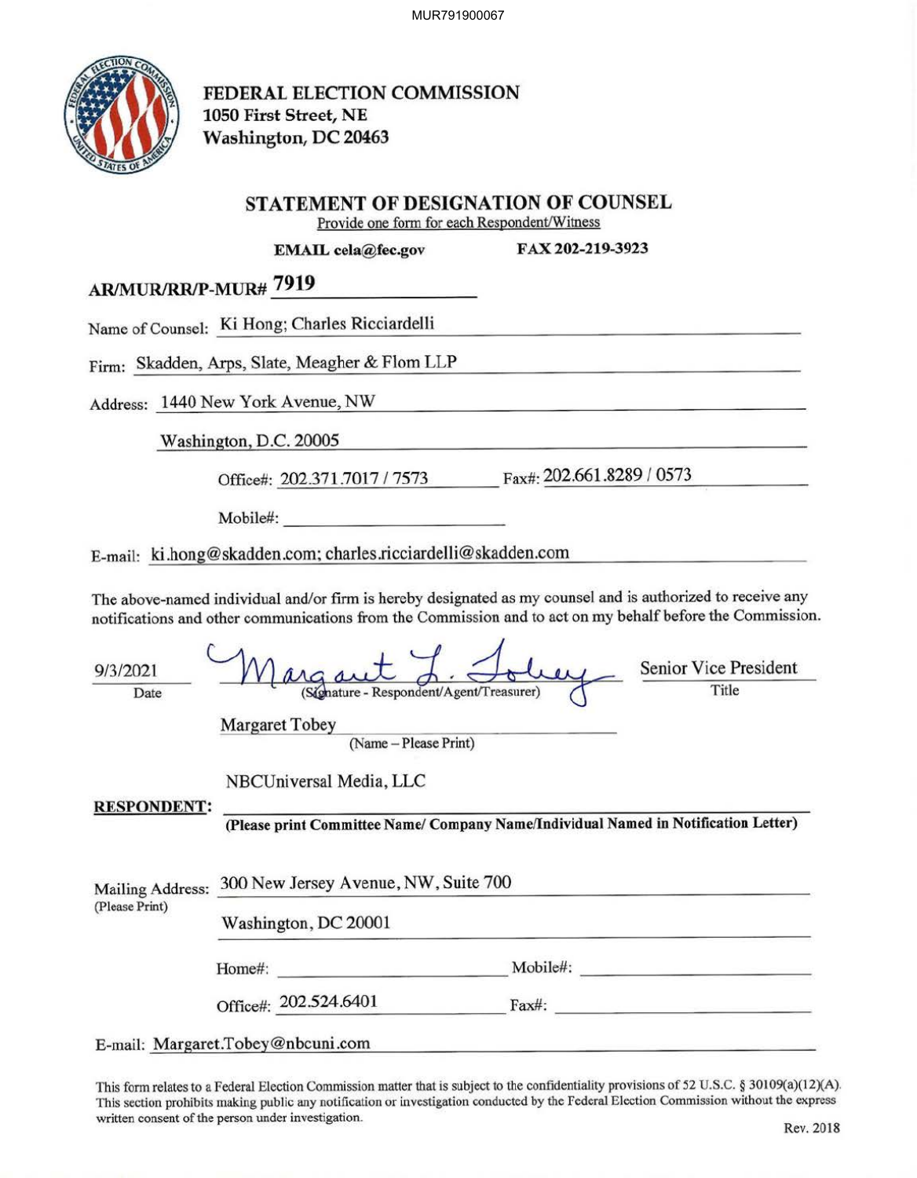**FEDERAL ELECTION COMMISSION**
**1050 First Street, NE**
**Washington, DC 20463**

## STATEMENT OF DESIGNATION OF COUNSEL

Provide one form for each Respondent/Witness

**EMAIL cela@fec.gov** **FAX 202-219-3923**

**AR/MUR/RR/P-MUR#** 7919

Name of Counsel: Ki Hong; Charles Ricciardelli

Firm: Skadden, Arps, Slate, Meagher & Flom LLP

Address: 1440 New York Avenue, NW

Washington, D.C. 20005

Office#: 202.371.7017 / 7573 Fax#: 202.661.8289 / 0573

Mobile#:

E-mail: ki.hong@skadden.com; charles.ricciardelli@skadden.com

The above-named individual and/or firm is hereby designated as my counsel and is authorized to receive any notifications and other communications from the Commission and to act on my behalf before the Commission.

9/3/2021 — Date

Margaret L. Tobey — (Signature - Respondent/Agent/Treasurer)

Senior Vice President — Title

Margaret Tobey
(Name – Please Print)

**RESPONDENT:** NBCUniversal Media, LLC
**(Please print Committee Name/ Company Name/Individual Named in Notification Letter)**

Mailing Address: 300 New Jersey Avenue, NW, Suite 700
(Please Print)

Washington, DC 20001

Home#: Mobile#:

Office#: 202.524.6401 Fax#:

E-mail: Margaret.Tobey@nbcuni.com

This form relates to a Federal Election Commission matter that is subject to the confidentiality provisions of 52 U.S.C. § 30109(a)(12)(A). This section prohibits making public any notification or investigation conducted by the Federal Election Commission without the express written consent of the person under investigation.

Rev. 2018